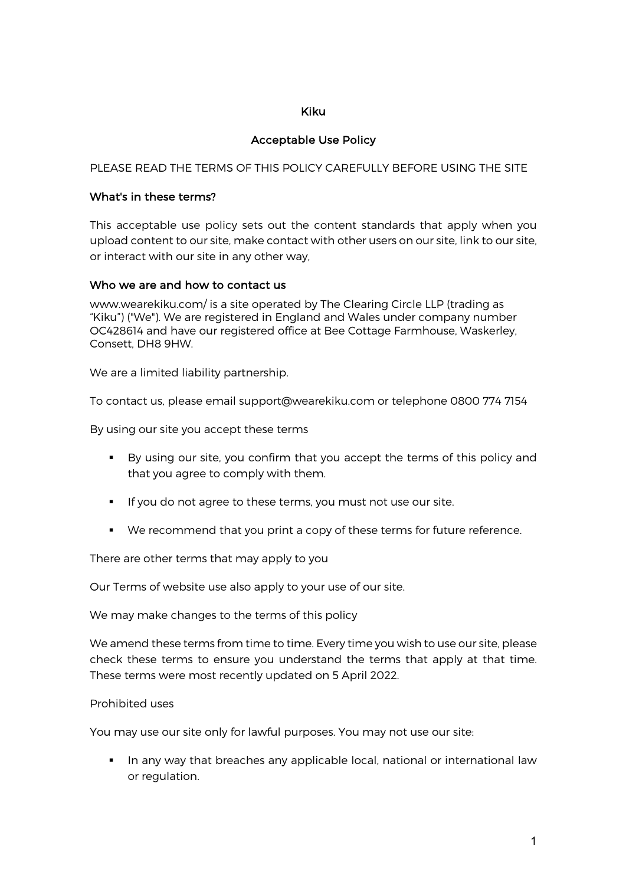# Kiku

## Acceptable Use Policy

PLEASE READ THE TERMS OF THIS POLICY CAREFULLY BEFORE USING THE SITE

### What's in these terms?

This acceptable use policy sets out the content standards that apply when you upload content to our site, make contact with other users on our site, link to our site, or interact with our site in any other way,

### Who we are and how to contact us

www.wearekiku.com/ is a site operated by The Clearing Circle LLP (trading as "Kiku") ("We"). We are registered in England and Wales under company number OC428614 and have our registered office at Bee Cottage Farmhouse, Waskerley, Consett, DH8 9HW.

We are a limited liability partnership.

To contact us, please email support@wearekiku.com or telephone 0800 774 7154

By using our site you accept these terms

- By using our site, you confirm that you accept the terms of this policy and that you agree to comply with them.
- If you do not agree to these terms, you must not use our site.
- We recommend that you print a copy of these terms for future reference.

There are other terms that may apply to you

Our Terms of website use also apply to your use of our site.

We may make changes to the terms of this policy

We amend these terms from time to time. Every time you wish to use our site, please check these terms to ensure you understand the terms that apply at that time. These terms were most recently updated on 5 April 2022.

Prohibited uses

You may use our site only for lawful purposes. You may not use our site:

- In any way that breaches any applicable local, national or international law or regulation.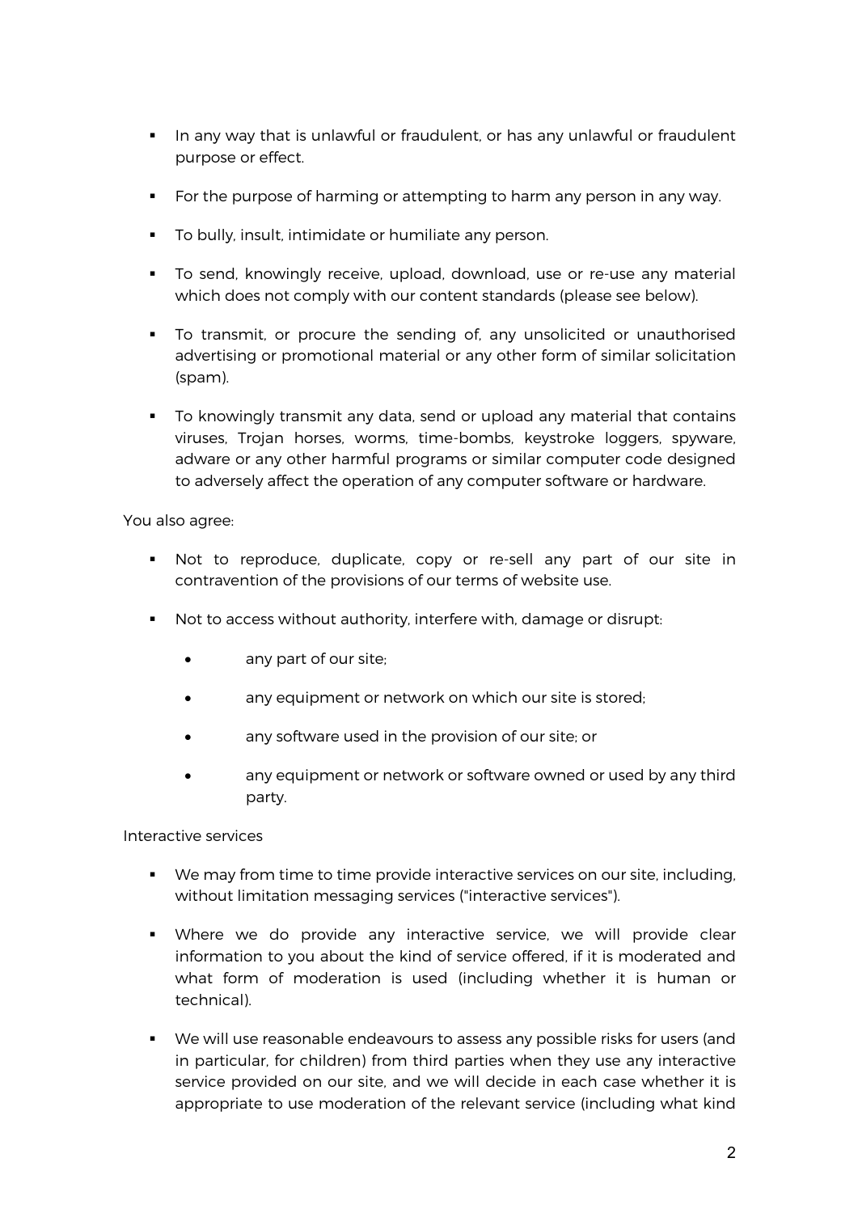- In any way that is unlawful or fraudulent, or has any unlawful or fraudulent purpose or effect.
- For the purpose of harming or attempting to harm any person in any way.
- To bully, insult, intimidate or humiliate any person.
- To send, knowingly receive, upload, download, use or re-use any material which does not comply with our content standards (please see below).
- To transmit, or procure the sending of, any unsolicited or unauthorised advertising or promotional material or any other form of similar solicitation (spam).
- To knowingly transmit any data, send or upload any material that contains viruses, Trojan horses, worms, time-bombs, keystroke loggers, spyware, adware or any other harmful programs or similar computer code designed to adversely affect the operation of any computer software or hardware.

You also agree:

- Not to reproduce, duplicate, copy or re-sell any part of our site in contravention of the provisions of our terms of website use.
- Not to access without authority, interfere with, damage or disrupt:
  - any part of our site;
  - any equipment or network on which our site is stored;
  - any software used in the provision of our site; or
  - any equipment or network or software owned or used by any third party.

Interactive services

- We may from time to time provide interactive services on our site, including, without limitation messaging services ("interactive services").
- Where we do provide any interactive service, we will provide clear information to you about the kind of service offered, if it is moderated and what form of moderation is used (including whether it is human or technical).
- We will use reasonable endeavours to assess any possible risks for users (and in particular, for children) from third parties when they use any interactive service provided on our site, and we will decide in each case whether it is appropriate to use moderation of the relevant service (including what kind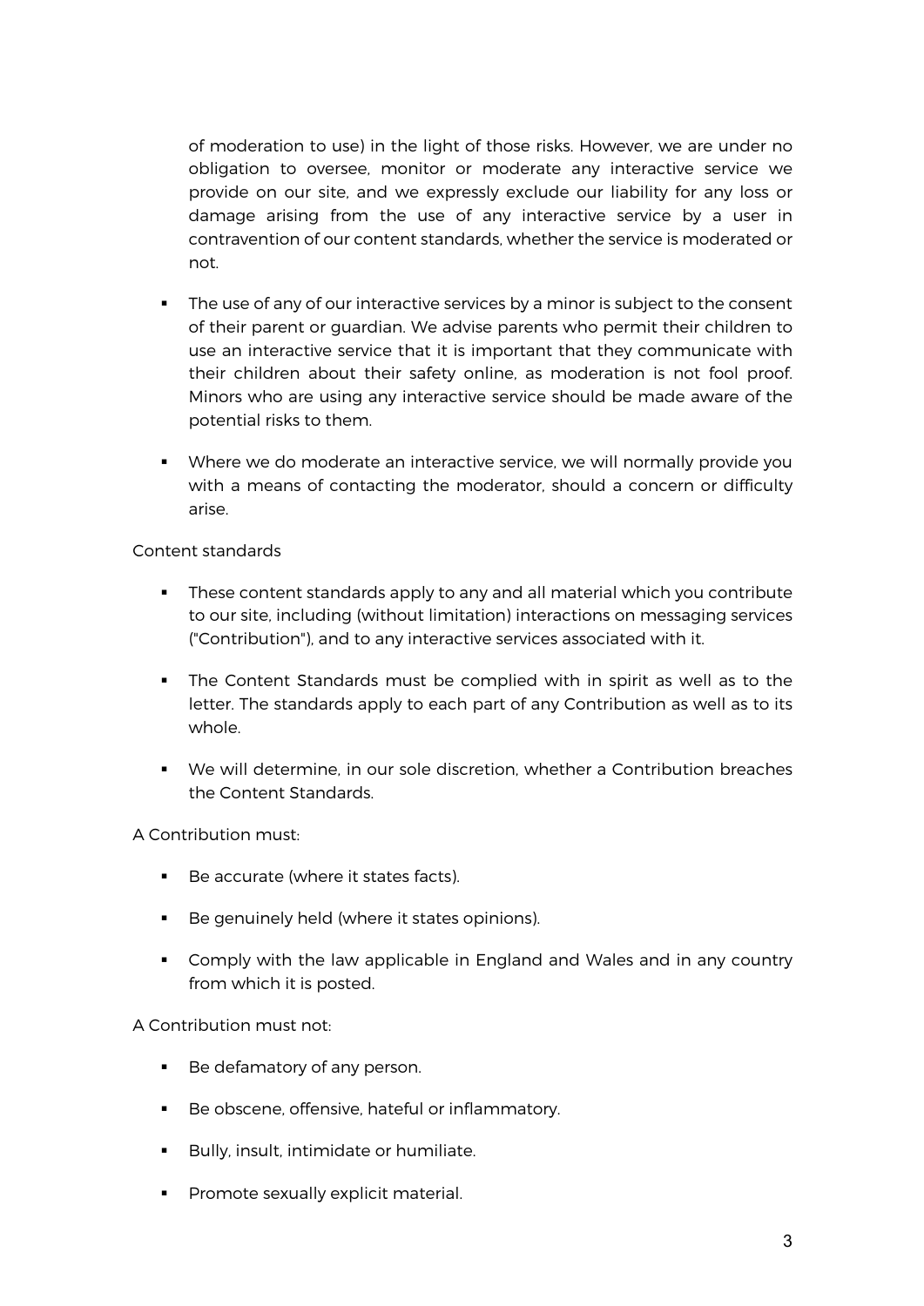of moderation to use) in the light of those risks. However, we are under no obligation to oversee, monitor or moderate any interactive service we provide on our site, and we expressly exclude our liability for any loss or damage arising from the use of any interactive service by a user in contravention of our content standards, whether the service is moderated or not.

- The use of any of our interactive services by a minor is subject to the consent of their parent or guardian. We advise parents who permit their children to use an interactive service that it is important that they communicate with their children about their safety online, as moderation is not fool proof. Minors who are using any interactive service should be made aware of the potential risks to them.
- Where we do moderate an interactive service, we will normally provide you with a means of contacting the moderator, should a concern or difficulty arise.

Content standards

- These content standards apply to any and all material which you contribute to our site, including (without limitation) interactions on messaging services ("Contribution"), and to any interactive services associated with it.
- The Content Standards must be complied with in spirit as well as to the letter. The standards apply to each part of any Contribution as well as to its whole.
- We will determine, in our sole discretion, whether a Contribution breaches the Content Standards.

A Contribution must:

- Be accurate (where it states facts).
- Be genuinely held (where it states opinions).
- Comply with the law applicable in England and Wales and in any country from which it is posted.

A Contribution must not:

- Be defamatory of any person.
- Be obscene, offensive, hateful or inflammatory.
- Bully, insult, intimidate or humiliate.
- Promote sexually explicit material.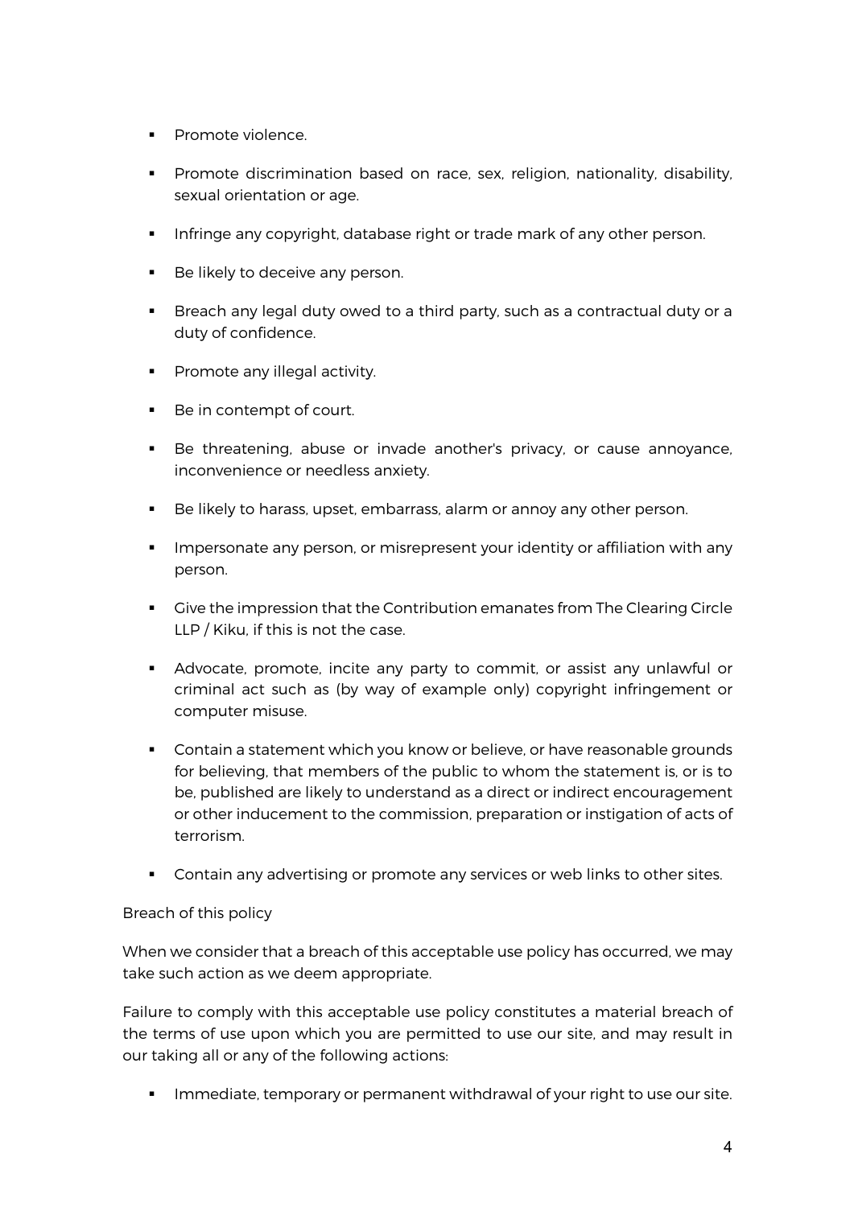- Promote violence.
- Promote discrimination based on race, sex, religion, nationality, disability, sexual orientation or age.
- Infringe any copyright, database right or trade mark of any other person.
- Be likely to deceive any person.
- Breach any legal duty owed to a third party, such as a contractual duty or a duty of confidence.
- Promote any illegal activity.
- Be in contempt of court.
- Be threatening, abuse or invade another's privacy, or cause annoyance, inconvenience or needless anxiety.
- Be likely to harass, upset, embarrass, alarm or annoy any other person.
- Impersonate any person, or misrepresent your identity or affiliation with any person.
- Give the impression that the Contribution emanates from The Clearing Circle LLP / Kiku, if this is not the case.
- Advocate, promote, incite any party to commit, or assist any unlawful or criminal act such as (by way of example only) copyright infringement or computer misuse.
- Contain a statement which you know or believe, or have reasonable grounds for believing, that members of the public to whom the statement is, or is to be, published are likely to understand as a direct or indirect encouragement or other inducement to the commission, preparation or instigation of acts of terrorism.
- Contain any advertising or promote any services or web links to other sites.

Breach of this policy

When we consider that a breach of this acceptable use policy has occurred, we may take such action as we deem appropriate.

Failure to comply with this acceptable use policy constitutes a material breach of the terms of use upon which you are permitted to use our site, and may result in our taking all or any of the following actions:

- Immediate, temporary or permanent withdrawal of your right to use our site.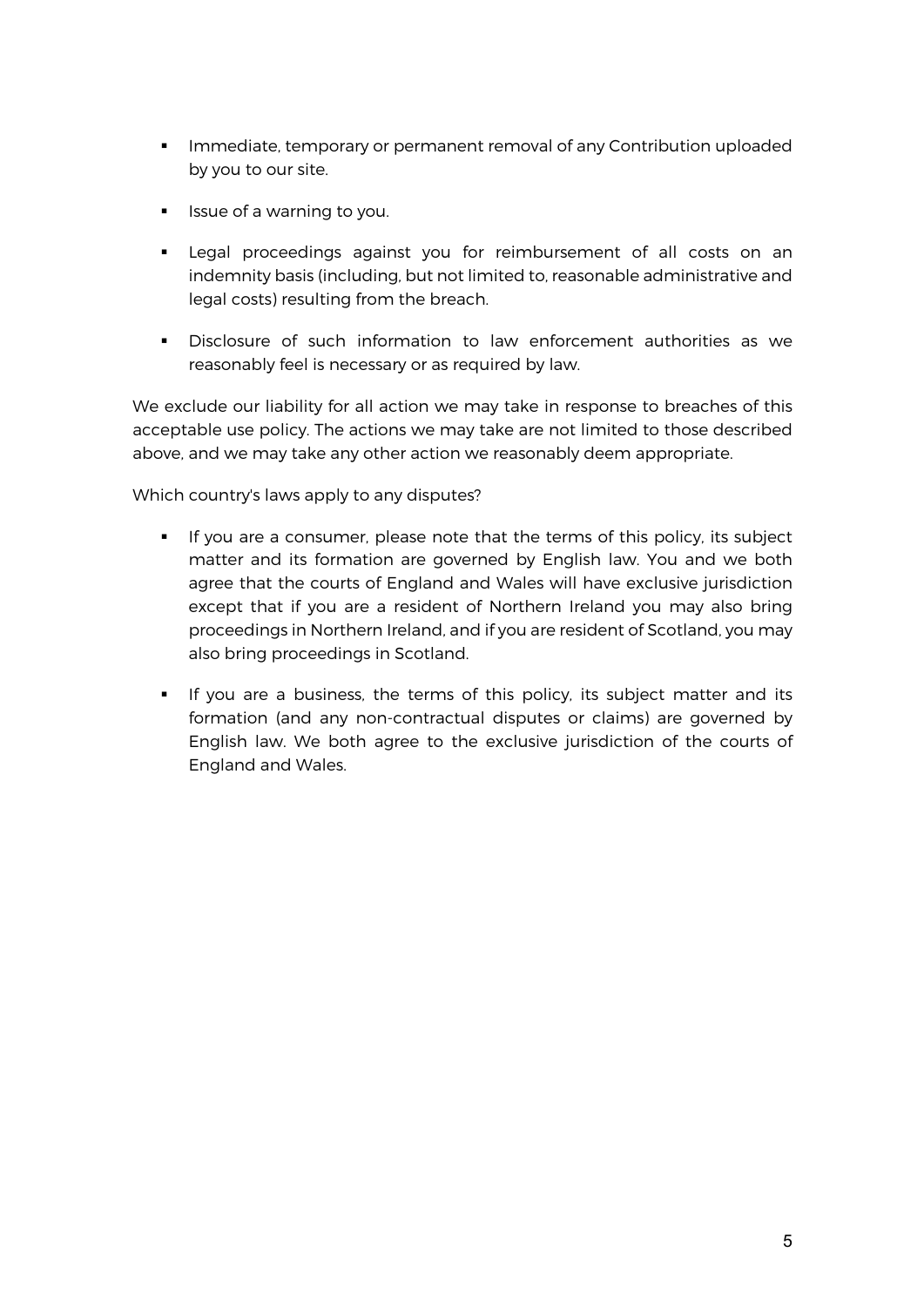- Immediate, temporary or permanent removal of any Contribution uploaded by you to our site.
- Issue of a warning to you.
- Legal proceedings against you for reimbursement of all costs on an indemnity basis (including, but not limited to, reasonable administrative and legal costs) resulting from the breach.
- Disclosure of such information to law enforcement authorities as we reasonably feel is necessary or as required by law.

We exclude our liability for all action we may take in response to breaches of this acceptable use policy. The actions we may take are not limited to those described above, and we may take any other action we reasonably deem appropriate.

Which country's laws apply to any disputes?

- If you are a consumer, please note that the terms of this policy, its subject matter and its formation are governed by English law. You and we both agree that the courts of England and Wales will have exclusive jurisdiction except that if you are a resident of Northern Ireland you may also bring proceedings in Northern Ireland, and if you are resident of Scotland, you may also bring proceedings in Scotland.
- If you are a business, the terms of this policy, its subject matter and its formation (and any non-contractual disputes or claims) are governed by English law. We both agree to the exclusive jurisdiction of the courts of England and Wales.